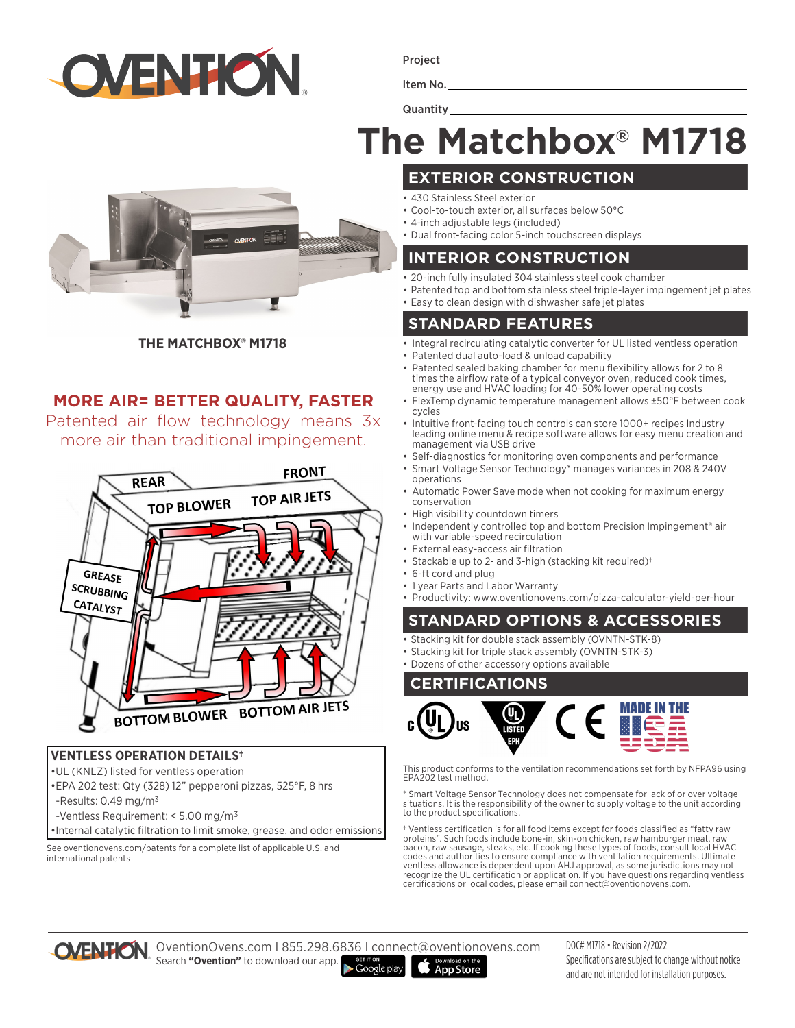Project

Item No.

Quantity

# The Matchbox® M1718

THE MATCHBOX® M1718

## MORE AIR= BETTER QUALITY, FASTER

Patented air flow technology means 3x more air than traditional impingement.

### VENTLESS OPERATION DETAILS†

- UL (KNLZ) listed for ventless operation
- EPA 202 test: Qty (328) 12" pepperoni pizzas, 525°F, 8 hrs
  - Results: 0.49 mg/m³
  - Ventless Requirement: < 5.00 mg/m³
- Internal catalytic filtration to limit smoke, grease, and odor emissions

See oventionovens.com/patents for a complete list of applicable U.S. and international patents

## EXTERIOR CONSTRUCTION

- 430 Stainless Steel exterior
- Cool-to-touch exterior, all surfaces below 50°C
- 4-inch adjustable legs (included)
- Dual front-facing color 5-inch touchscreen displays

## INTERIOR CONSTRUCTION

- 20-inch fully insulated 304 stainless steel cook chamber
- Patented top and bottom stainless steel triple-layer impingement jet plates
- Easy to clean design with dishwasher safe jet plates

## STANDARD FEATURES

- Integral recirculating catalytic converter for UL listed ventless operation
- Patented dual auto-load & unload capability
- Patented sealed baking chamber for menu flexibility allows for 2 to 8 times the airflow rate of a typical conveyor oven, reduced cook times, energy use and HVAC loading for 40-50% lower operating costs
- FlexTemp dynamic temperature management allows ±50°F between cook cycles
- Intuitive front-facing touch controls can store 1000+ recipes Industry leading online menu & recipe software allows for easy menu creation and management via USB drive
- Self-diagnostics for monitoring oven components and performance
- Smart Voltage Sensor Technology* manages variances in 208 & 240V operations
- Automatic Power Save mode when not cooking for maximum energy conservation
- High visibility countdown timers
- Independently controlled top and bottom Precision Impingement® air with variable-speed recirculation
- External easy-access air filtration
- Stackable up to 2- and 3-high (stacking kit required)†
- 6-ft cord and plug
- 1 year Parts and Labor Warranty
- Productivity: www.oventionovens.com/pizza-calculator-yield-per-hour

## STANDARD OPTIONS & ACCESSORIES

- Stacking kit for double stack assembly (OVNTN-STK-8)
- Stacking kit for triple stack assembly (OVNTN-STK-3)
- Dozens of other accessory options available

## CERTIFICATIONS

This product conforms to the ventilation recommendations set forth by NFPA96 using EPA202 test method.

* Smart Voltage Sensor Technology does not compensate for lack of or over voltage situations. It is the responsibility of the owner to supply voltage to the unit according to the product specifications.

† Ventless certification is for all food items except for foods classified as "fatty raw proteins." Such foods include bone-in, skin-on chicken, raw hamburger meat, raw bacon, raw sausage, steaks, etc. If cooking these types of foods, consult local HVAC codes and authorities to ensure compliance with ventilation requirements. Ultimate ventless allowance is dependent upon AHJ approval, as some jurisdictions may not recognize the UL certification or application. If you have questions regarding ventless certifications or local codes, please email connect@oventionovens.com.

OventionOvens.com I 855.298.6836 I connect@oventionovens.com
Search **"Ovention"** to download our app.

DOC# M1718 • Revision 2/2022
Specifications are subject to change without notice and are not intended for installation purposes.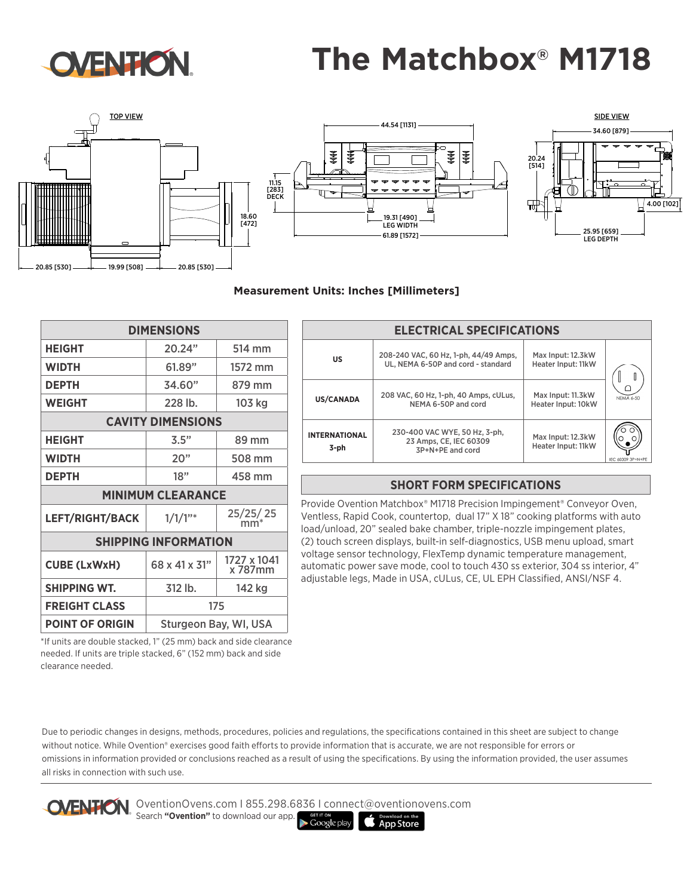# The Matchbox® M1718

TOP VIEW

SIDE VIEW

44.54 [1131]

11.15 [283] DECK

18.60 [472]

19.31 [490] LEG WIDTH

61.89 [1572]

20.85 [530]

19.99 [508]

20.85 [530]

34.60 [879]

20.24 [514]

4.00 [102]

25.95 [659] LEG DEPTH

**Measurement Units: Inches [Millimeters]**

| DIMENSIONS | | |
|---|---|---|
| **HEIGHT** | 20.24" | 514 mm |
| **WIDTH** | 61.89" | 1572 mm |
| **DEPTH** | 34.60" | 879 mm |
| **WEIGHT** | 228 lb. | 103 kg |
| **CAVITY DIMENSIONS** | | |
| **HEIGHT** | 3.5" | 89 mm |
| **WIDTH** | 20" | 508 mm |
| **DEPTH** | 18" | 458 mm |
| **MINIMUM CLEARANCE** | | |
| **LEFT/RIGHT/BACK** | 1/1/1"* | 25/25/ 25 mm* |
| **SHIPPING INFORMATION** | | |
| **CUBE (LxWxH)** | 68 x 41 x 31" | 1727 x 1041 x 787mm |
| **SHIPPING WT.** | 312 lb. | 142 kg |
| **FREIGHT CLASS** | 175 | |
| **POINT OF ORIGIN** | Sturgeon Bay, WI, USA | |

*If units are double stacked, 1" (25 mm) back and side clearance needed. If units are triple stacked, 6" (152 mm) back and side clearance needed.

| ELECTRICAL SPECIFICATIONS | | | |
|---|---|---|---|
| **US** | 208-240 VAC, 60 Hz, 1-ph, 44/49 Amps, UL, NEMA 6-50P and cord - standard | Max Input: 12.3kW Heater Input: 11kW | NEMA 6-50 |
| **US/CANADA** | 208 VAC, 60 Hz, 1-ph, 40 Amps, cULus, NEMA 6-50P and cord | Max Input: 11.3kW Heater Input: 10kW | |
| **INTERNATIONAL 3-ph** | 230-400 VAC WYE, 50 Hz, 3-ph, 23 Amps, CE, IEC 60309 3P+N+PE and cord | Max Input: 12.3kW Heater Input: 11kW | IEC 60309 3P+N+PE |

## SHORT FORM SPECIFICATIONS

Provide Ovention Matchbox® M1718 Precision Impingement® Conveyor Oven, Ventless, Rapid Cook, countertop, dual 17" X 18" cooking platforms with auto load/unload, 20" sealed bake chamber, triple-nozzle impingement plates, (2) touch screen displays, built-in self-diagnostics, USB menu upload, smart voltage sensor technology, FlexTemp dynamic temperature management, automatic power save mode, cool to touch 430 ss exterior, 304 ss interior, 4" adjustable legs, Made in USA, cULus, CE, UL EPH Classified, ANSI/NSF 4.

Due to periodic changes in designs, methods, procedures, policies and regulations, the specifications contained in this sheet are subject to change without notice. While Ovention® exercises good faith efforts to provide information that is accurate, we are not responsible for errors or omissions in information provided or conclusions reached as a result of using the specifications. By using the information provided, the user assumes all risks in connection with such use.

OventionOvens.com I 855.298.6836 I connect@oventionovens.com

Search **"Ovention"** to download our app.